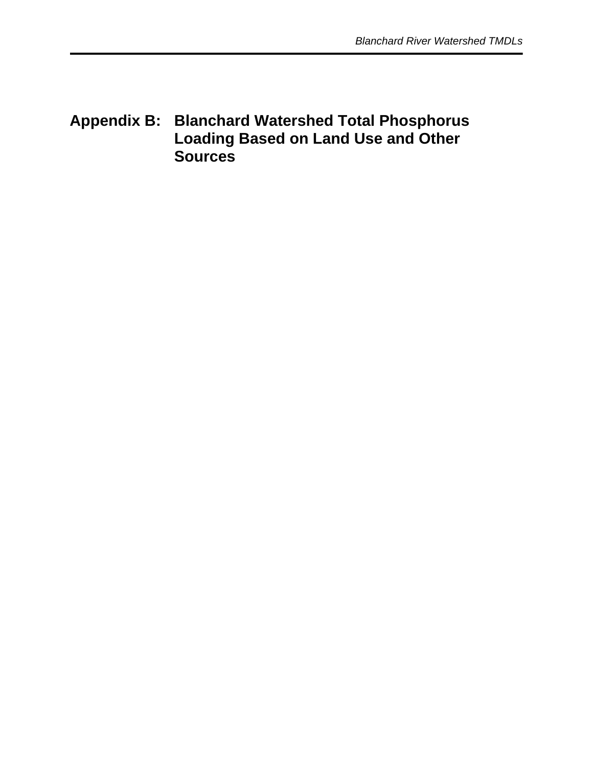# Appendix B: Blanchard Watershed Total Phosphorus Loading Based on Land Use and Other Sources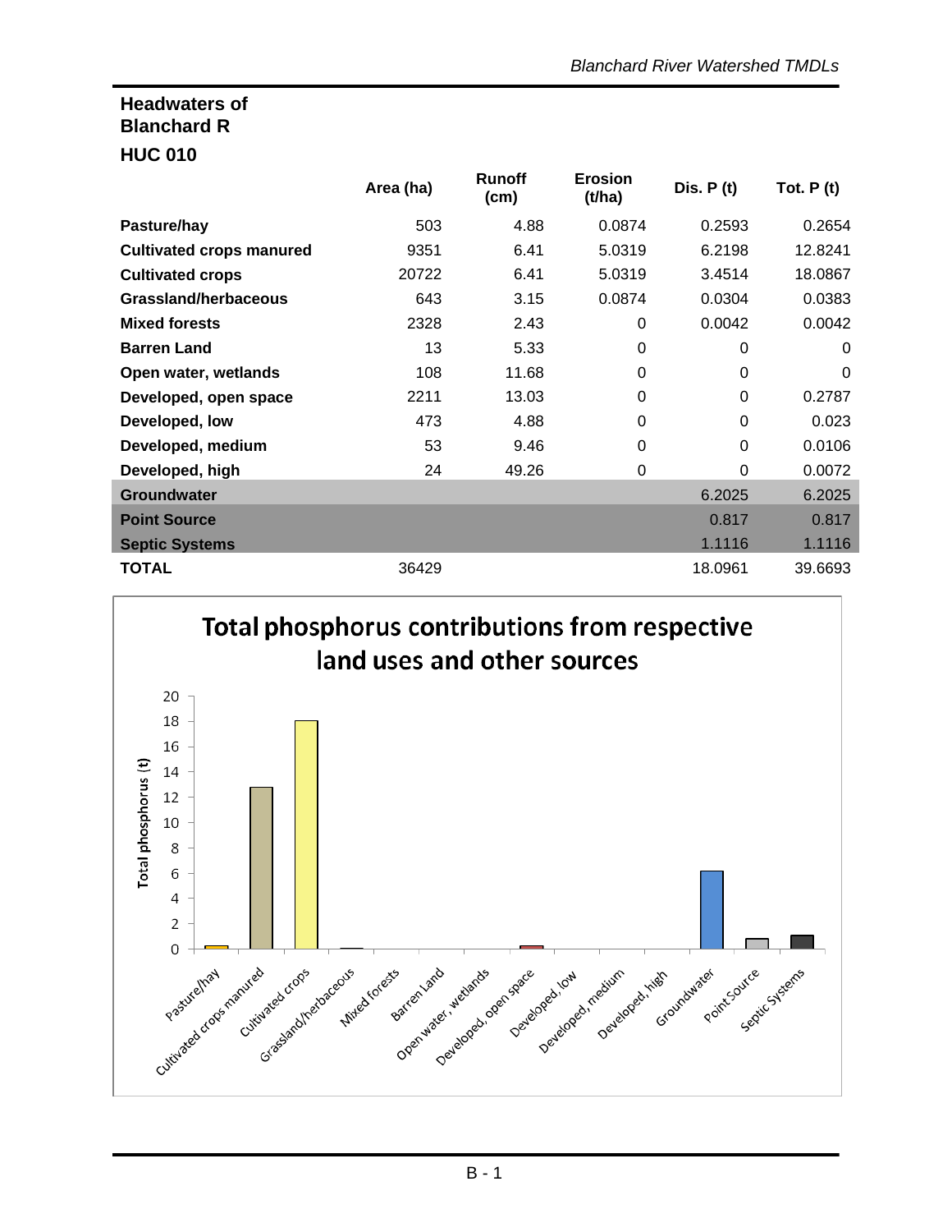## Headwaters of Blanchard R

### HUC 010

| | Area (ha) | Runoff (cm) | Erosion (t/ha) | Dis. P (t) | Tot. P (t) |
|---|---|---|---|---|---|
| **Pasture/hay** | 503 | 4.88 | 0.0874 | 0.2593 | 0.2654 |
| **Cultivated crops manured** | 9351 | 6.41 | 5.0319 | 6.2198 | 12.8241 |
| **Cultivated crops** | 20722 | 6.41 | 5.0319 | 3.4514 | 18.0867 |
| **Grassland/herbaceous** | 643 | 3.15 | 0.0874 | 0.0304 | 0.0383 |
| **Mixed forests** | 2328 | 2.43 | 0 | 0.0042 | 0.0042 |
| **Barren Land** | 13 | 5.33 | 0 | 0 | 0 |
| **Open water, wetlands** | 108 | 11.68 | 0 | 0 | 0 |
| **Developed, open space** | 2211 | 13.03 | 0 | 0 | 0.2787 |
| **Developed, low** | 473 | 4.88 | 0 | 0 | 0.023 |
| **Developed, medium** | 53 | 9.46 | 0 | 0 | 0.0106 |
| **Developed, high** | 24 | 49.26 | 0 | 0 | 0.0072 |
| **Groundwater** | | | | 6.2025 | 6.2025 |
| **Point Source** | | | | 0.817 | 0.817 |
| **Septic Systems** | | | | 1.1116 | 1.1116 |
| **TOTAL** | 36429 | | | 18.0961 | 39.6693 |

**Total phosphorus contributions from respective land uses and other sources**

| Source | Total phosphorus (t) |
|---|---|
| Pasture/hay | 0.2654 |
| Cultivated crops manured | 12.8241 |
| Cultivated crops | 18.0867 |
| Grassland/herbaceous | 0.0383 |
| Mixed forests | 0.0042 |
| Barren Land | 0 |
| Open water, wetlands | 0 |
| Developed, open space | 0.2787 |
| Developed, low | 0.023 |
| Developed, medium | 0.0106 |
| Developed, high | 0.0072 |
| Groundwater | 6.2025 |
| Point Source | 0.817 |
| Septic Systems | 1.1116 |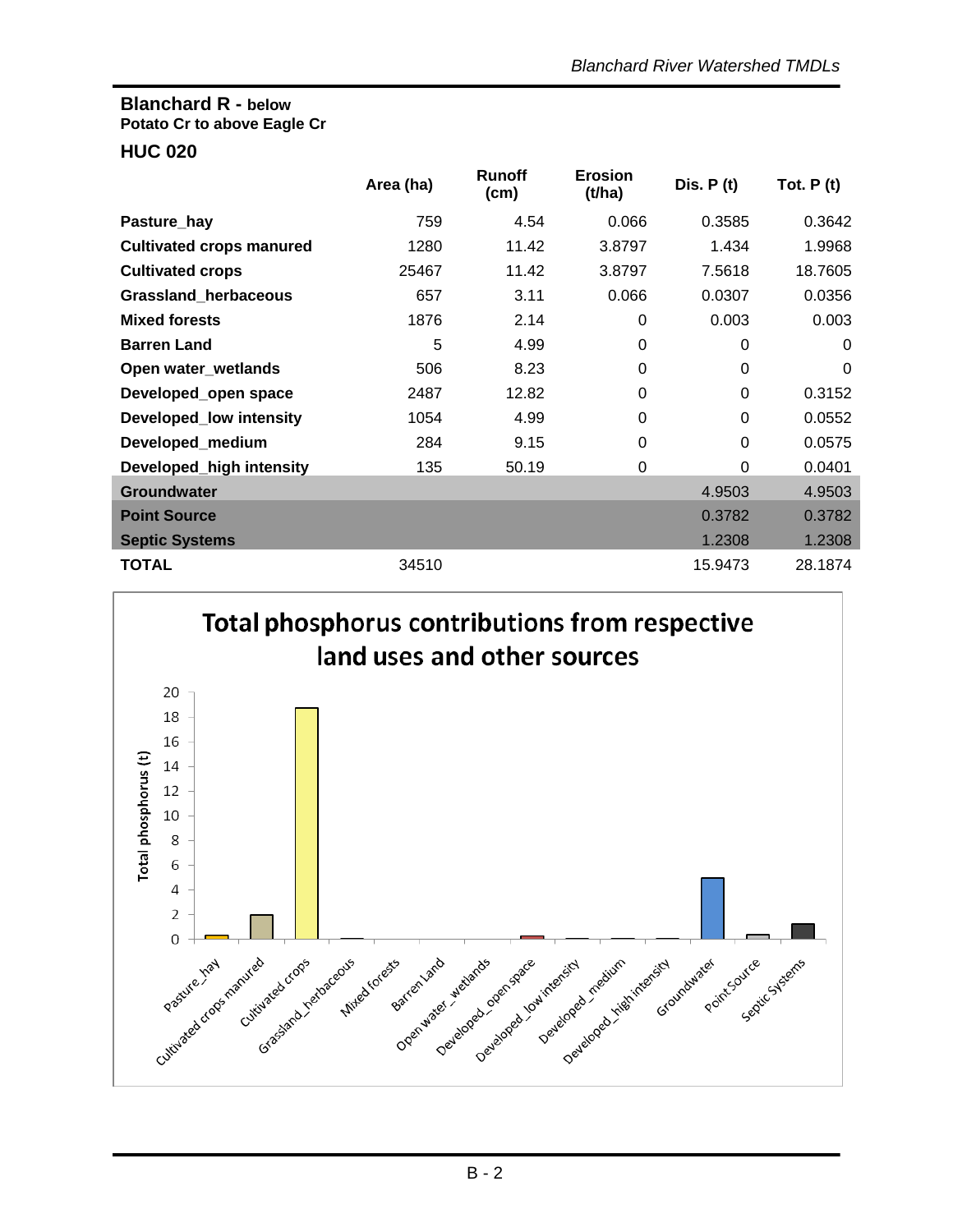**Blanchard R - below**
**Potato Cr to above Eagle Cr**

**HUC 020**

| | Area (ha) | Runoff (cm) | Erosion (t/ha) | Dis. P (t) | Tot. P (t) |
|---|---|---|---|---|---|
| **Pasture_hay** | 759 | 4.54 | 0.066 | 0.3585 | 0.3642 |
| **Cultivated crops manured** | 1280 | 11.42 | 3.8797 | 1.434 | 1.9968 |
| **Cultivated crops** | 25467 | 11.42 | 3.8797 | 7.5618 | 18.7605 |
| **Grassland_herbaceous** | 657 | 3.11 | 0.066 | 0.0307 | 0.0356 |
| **Mixed forests** | 1876 | 2.14 | 0 | 0.003 | 0.003 |
| **Barren Land** | 5 | 4.99 | 0 | 0 | 0 |
| **Open water_wetlands** | 506 | 8.23 | 0 | 0 | 0 |
| **Developed_open space** | 2487 | 12.82 | 0 | 0 | 0.3152 |
| **Developed_low intensity** | 1054 | 4.99 | 0 | 0 | 0.0552 |
| **Developed_medium** | 284 | 9.15 | 0 | 0 | 0.0575 |
| **Developed_high intensity** | 135 | 50.19 | 0 | 0 | 0.0401 |
| **Groundwater** | | | | 4.9503 | 4.9503 |
| **Point Source** | | | | 0.3782 | 0.3782 |
| **Septic Systems** | | | | 1.2308 | 1.2308 |
| **TOTAL** | 34510 | | | 15.9473 | 28.1874 |

**Total phosphorus contributions from respective land uses and other sources**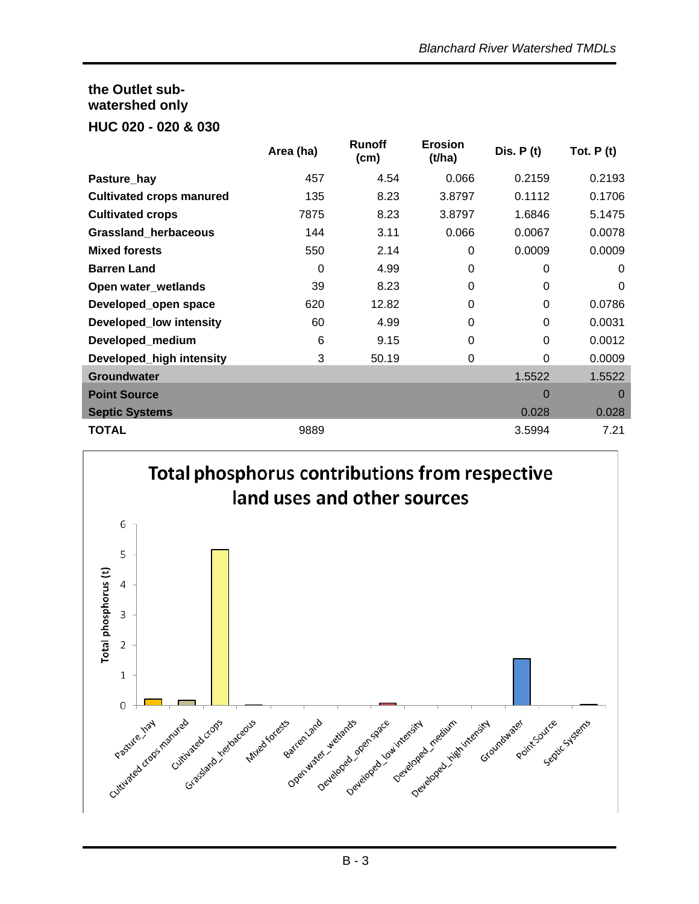**the Outlet sub-watershed only**

**HUC 020 - 020 & 030**

| | Area (ha) | Runoff (cm) | Erosion (t/ha) | Dis. P (t) | Tot. P (t) |
|---|---|---|---|---|---|
| **Pasture_hay** | 457 | 4.54 | 0.066 | 0.2159 | 0.2193 |
| **Cultivated crops manured** | 135 | 8.23 | 3.8797 | 0.1112 | 0.1706 |
| **Cultivated crops** | 7875 | 8.23 | 3.8797 | 1.6846 | 5.1475 |
| **Grassland_herbaceous** | 144 | 3.11 | 0.066 | 0.0067 | 0.0078 |
| **Mixed forests** | 550 | 2.14 | 0 | 0.0009 | 0.0009 |
| **Barren Land** | 0 | 4.99 | 0 | 0 | 0 |
| **Open water_wetlands** | 39 | 8.23 | 0 | 0 | 0 |
| **Developed_open space** | 620 | 12.82 | 0 | 0 | 0.0786 |
| **Developed_low intensity** | 60 | 4.99 | 0 | 0 | 0.0031 |
| **Developed_medium** | 6 | 9.15 | 0 | 0 | 0.0012 |
| **Developed_high intensity** | 3 | 50.19 | 0 | 0 | 0.0009 |
| **Groundwater** | | | | 1.5522 | 1.5522 |
| **Point Source** | | | | 0 | 0 |
| **Septic Systems** | | | | 0.028 | 0.028 |
| **TOTAL** | 9889 | | | 3.5994 | 7.21 |

**Total phosphorus contributions from respective land uses and other sources**

| Source | Total phosphorus (t) |
|---|---|
| Pasture_hay | 0.2193 |
| Cultivated crops manured | 0.1706 |
| Cultivated crops | 5.1475 |
| Grassland_herbaceous | 0.0078 |
| Mixed forests | 0.0009 |
| Barren Land | 0 |
| Open water_wetlands | 0 |
| Developed_open space | 0.0786 |
| Developed_low intensity | 0.0031 |
| Developed_medium | 0.0012 |
| Developed_high intensity | 0.0009 |
| Groundwater | 1.5522 |
| Point Source | 0 |
| Septic Systems | 0.028 |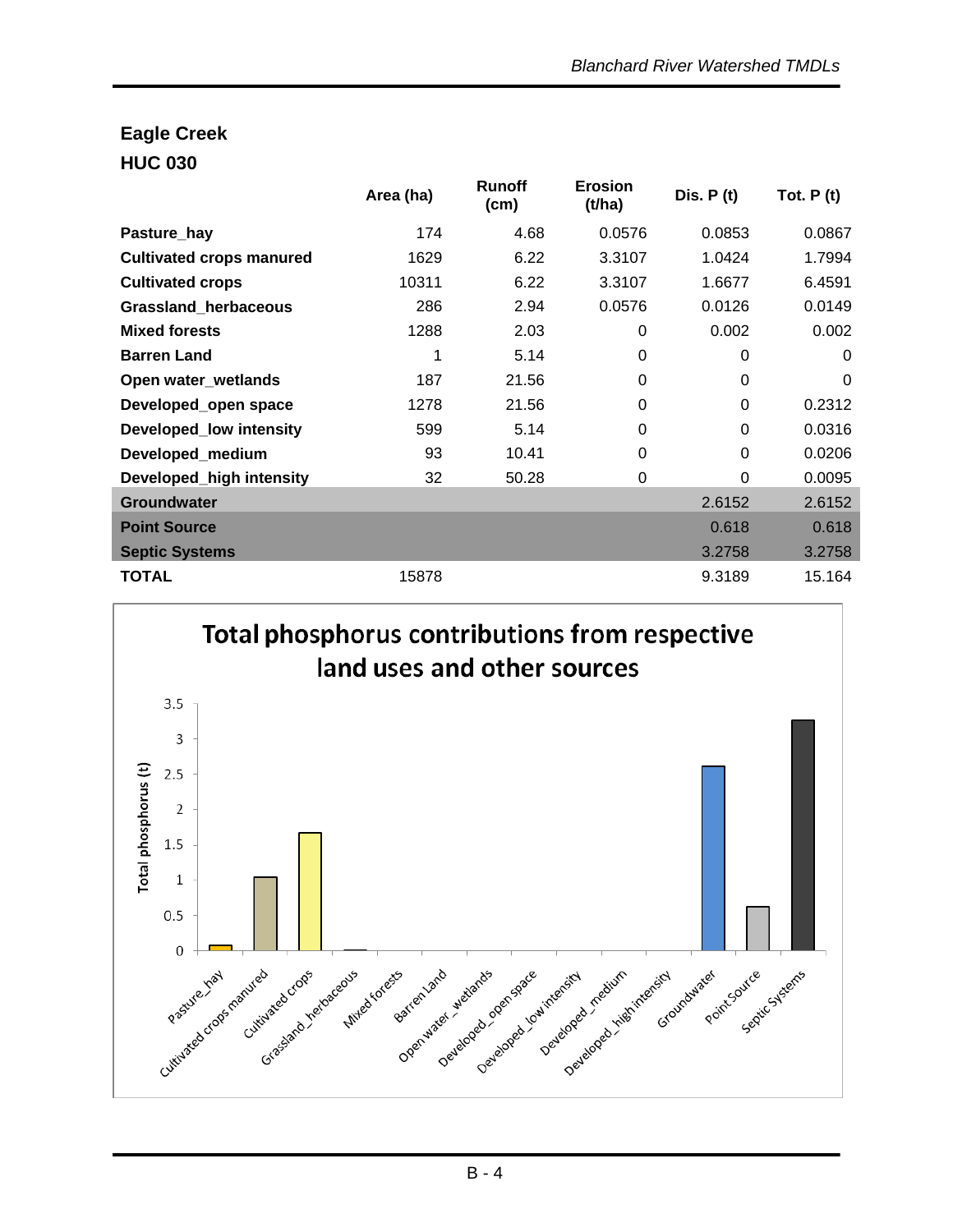## Eagle Creek

## HUC 030

| | Area (ha) | Runoff (cm) | Erosion (t/ha) | Dis. P (t) | Tot. P (t) |
|---|---|---|---|---|---|
| **Pasture_hay** | 174 | 4.68 | 0.0576 | 0.0853 | 0.0867 |
| **Cultivated crops manured** | 1629 | 6.22 | 3.3107 | 1.0424 | 1.7994 |
| **Cultivated crops** | 10311 | 6.22 | 3.3107 | 1.6677 | 6.4591 |
| **Grassland_herbaceous** | 286 | 2.94 | 0.0576 | 0.0126 | 0.0149 |
| **Mixed forests** | 1288 | 2.03 | 0 | 0.002 | 0.002 |
| **Barren Land** | 1 | 5.14 | 0 | 0 | 0 |
| **Open water_wetlands** | 187 | 21.56 | 0 | 0 | 0 |
| **Developed_open space** | 1278 | 21.56 | 0 | 0 | 0.2312 |
| **Developed_low intensity** | 599 | 5.14 | 0 | 0 | 0.0316 |
| **Developed_medium** | 93 | 10.41 | 0 | 0 | 0.0206 |
| **Developed_high intensity** | 32 | 50.28 | 0 | 0 | 0.0095 |
| **Groundwater** | | | | 2.6152 | 2.6152 |
| **Point Source** | | | | 0.618 | 0.618 |
| **Septic Systems** | | | | 3.2758 | 3.2758 |
| **TOTAL** | 15878 | | | 9.3189 | 15.164 |

**Total phosphorus contributions from respective land uses and other sources**

| Source | Total phosphorus (t) |
|---|---|
| Pasture_hay | 0.0867 |
| Cultivated crops manured | 1.0424 |
| Cultivated crops | 1.6677 |
| Grassland_herbaceous | 0.0149 |
| Mixed forests | 0.002 |
| Barren Land | 0 |
| Open water_wetlands | 0 |
| Developed_open space | 0 |
| Developed_low intensity | 0 |
| Developed_medium | 0 |
| Developed_high intensity | 0 |
| Groundwater | 2.6152 |
| Point Source | 0.618 |
| Septic Systems | 3.2758 |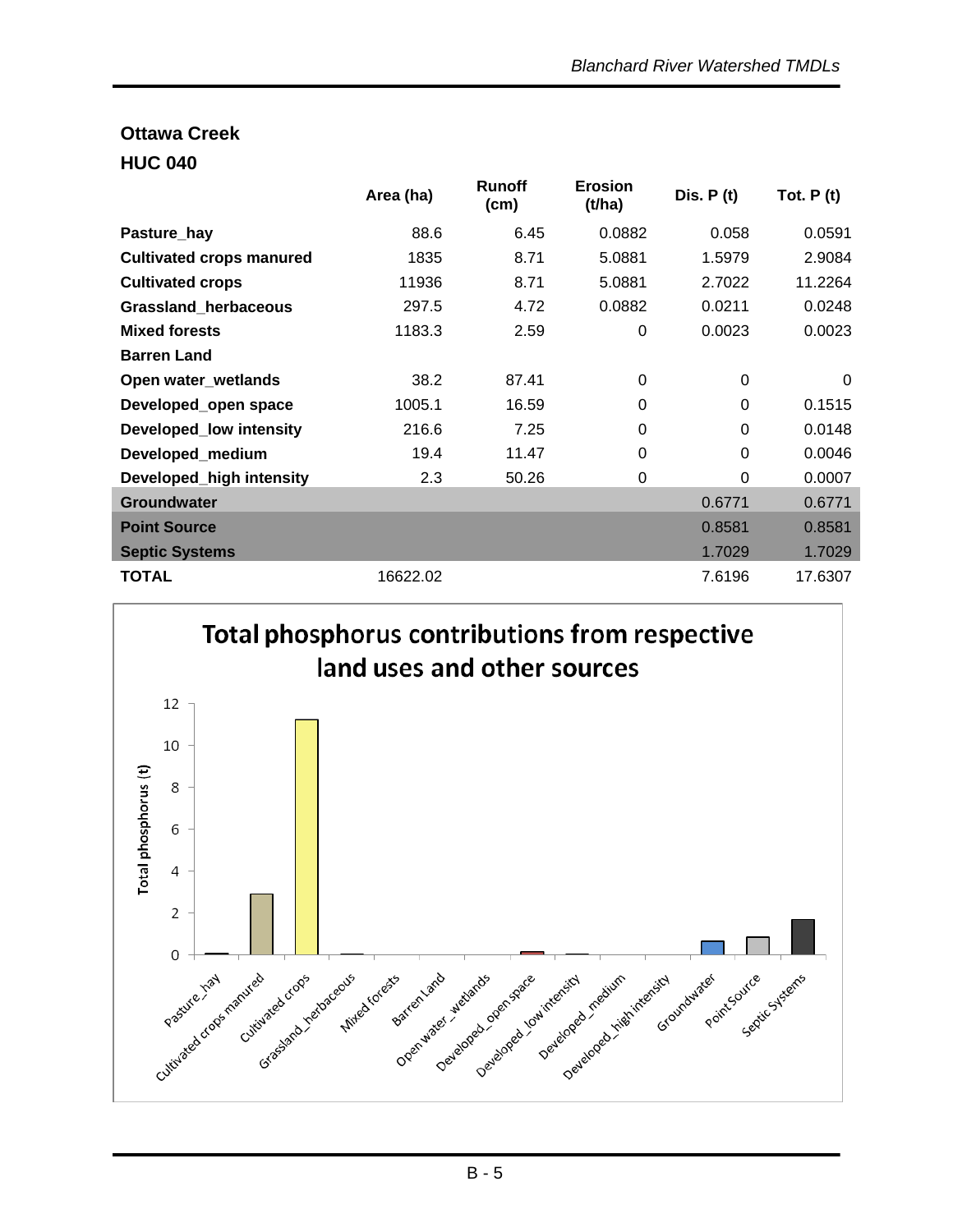## Ottawa Creek

## HUC 040

| | Area (ha) | Runoff (cm) | Erosion (t/ha) | Dis. P (t) | Tot. P (t) |
|---|---|---|---|---|---|
| **Pasture_hay** | 88.6 | 6.45 | 0.0882 | 0.058 | 0.0591 |
| **Cultivated crops manured** | 1835 | 8.71 | 5.0881 | 1.5979 | 2.9084 |
| **Cultivated crops** | 11936 | 8.71 | 5.0881 | 2.7022 | 11.2264 |
| **Grassland_herbaceous** | 297.5 | 4.72 | 0.0882 | 0.0211 | 0.0248 |
| **Mixed forests** | 1183.3 | 2.59 | 0 | 0.0023 | 0.0023 |
| **Barren Land** | | | | | |
| **Open water_wetlands** | 38.2 | 87.41 | 0 | 0 | 0 |
| **Developed_open space** | 1005.1 | 16.59 | 0 | 0 | 0.1515 |
| **Developed_low intensity** | 216.6 | 7.25 | 0 | 0 | 0.0148 |
| **Developed_medium** | 19.4 | 11.47 | 0 | 0 | 0.0046 |
| **Developed_high intensity** | 2.3 | 50.26 | 0 | 0 | 0.0007 |
| **Groundwater** | | | | 0.6771 | 0.6771 |
| **Point Source** | | | | 0.8581 | 0.8581 |
| **Septic Systems** | | | | 1.7029 | 1.7029 |
| **TOTAL** | 16622.02 | | | 7.6196 | 17.6307 |

**Total phosphorus contributions from respective land uses and other sources**

| Source | Total phosphorus (t) |
|---|---|
| Pasture_hay | 0.0591 |
| Cultivated crops manured | 2.9084 |
| Cultivated crops | 11.2264 |
| Grassland_herbaceous | 0.0248 |
| Mixed forests | 0.0023 |
| Barren Land | |
| Open water_wetlands | 0 |
| Developed_open space | 0.1515 |
| Developed_low intensity | 0.0148 |
| Developed_medium | 0.0046 |
| Developed_high intensity | 0.0007 |
| Groundwater | 0.6771 |
| Point Source | 0.8581 |
| Septic Systems | 1.7029 |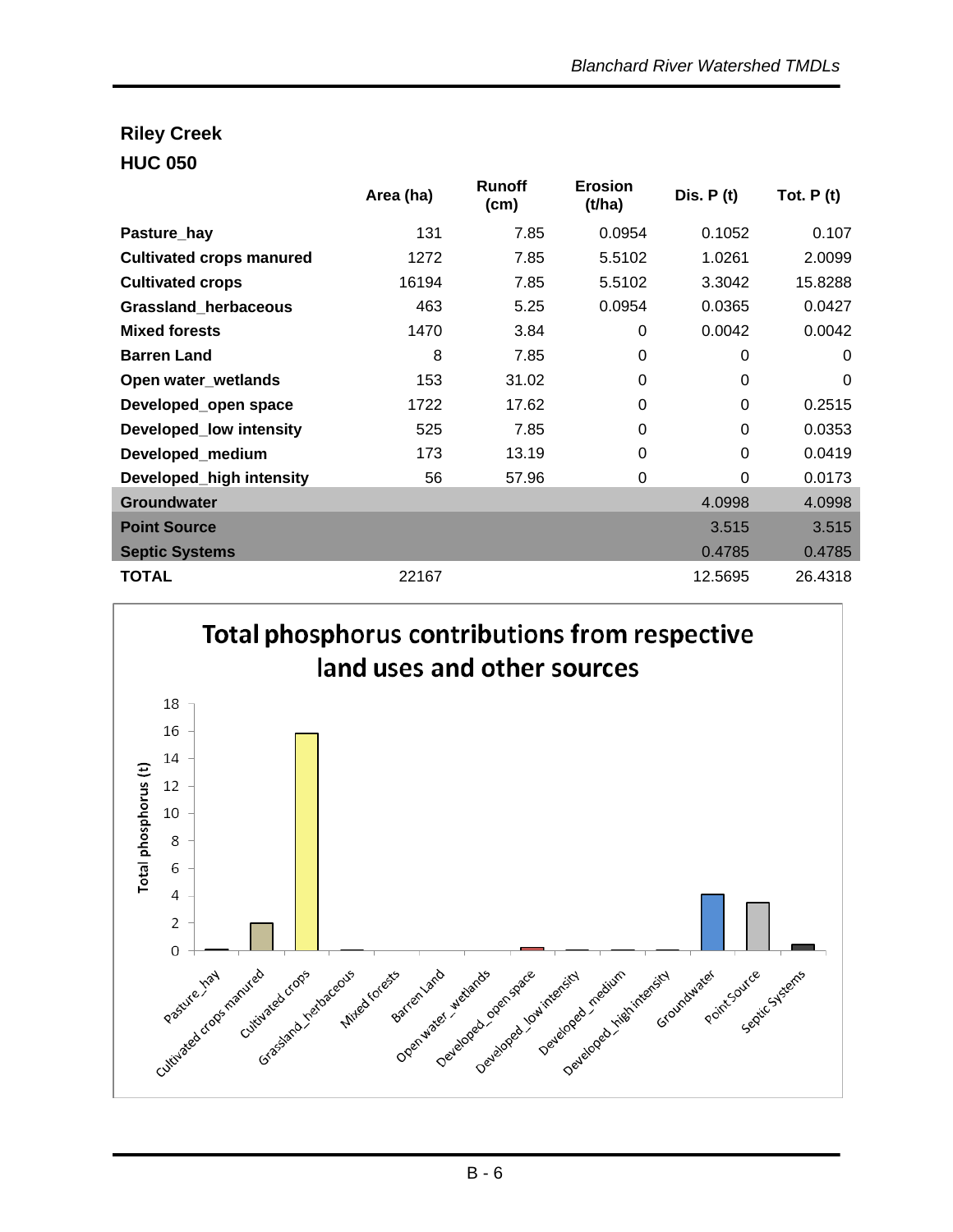## Riley Creek

## HUC 050

| | Area (ha) | Runoff (cm) | Erosion (t/ha) | Dis. P (t) | Tot. P (t) |
|---|---|---|---|---|---|
| **Pasture_hay** | 131 | 7.85 | 0.0954 | 0.1052 | 0.107 |
| **Cultivated crops manured** | 1272 | 7.85 | 5.5102 | 1.0261 | 2.0099 |
| **Cultivated crops** | 16194 | 7.85 | 5.5102 | 3.3042 | 15.8288 |
| **Grassland_herbaceous** | 463 | 5.25 | 0.0954 | 0.0365 | 0.0427 |
| **Mixed forests** | 1470 | 3.84 | 0 | 0.0042 | 0.0042 |
| **Barren Land** | 8 | 7.85 | 0 | 0 | 0 |
| **Open water_wetlands** | 153 | 31.02 | 0 | 0 | 0 |
| **Developed_open space** | 1722 | 17.62 | 0 | 0 | 0.2515 |
| **Developed_low intensity** | 525 | 7.85 | 0 | 0 | 0.0353 |
| **Developed_medium** | 173 | 13.19 | 0 | 0 | 0.0419 |
| **Developed_high intensity** | 56 | 57.96 | 0 | 0 | 0.0173 |
| **Groundwater** | | | | 4.0998 | 4.0998 |
| **Point Source** | | | | 3.515 | 3.515 |
| **Septic Systems** | | | | 0.4785 | 0.4785 |
| **TOTAL** | 22167 | | | 12.5695 | 26.4318 |

**Total phosphorus contributions from respective land uses and other sources**

| Source | Total phosphorus (t) |
|---|---|
| Pasture_hay | 0.107 |
| Cultivated crops manured | 2.0099 |
| Cultivated crops | 15.8288 |
| Grassland_herbaceous | 0.0427 |
| Mixed forests | 0.0042 |
| Barren Land | 0 |
| Open water_wetlands | 0 |
| Developed_open space | 0.2515 |
| Developed_low intensity | 0.0353 |
| Developed_medium | 0.0419 |
| Developed_high intensity | 0.0173 |
| Groundwater | 4.0998 |
| Point Source | 3.515 |
| Septic Systems | 0.4785 |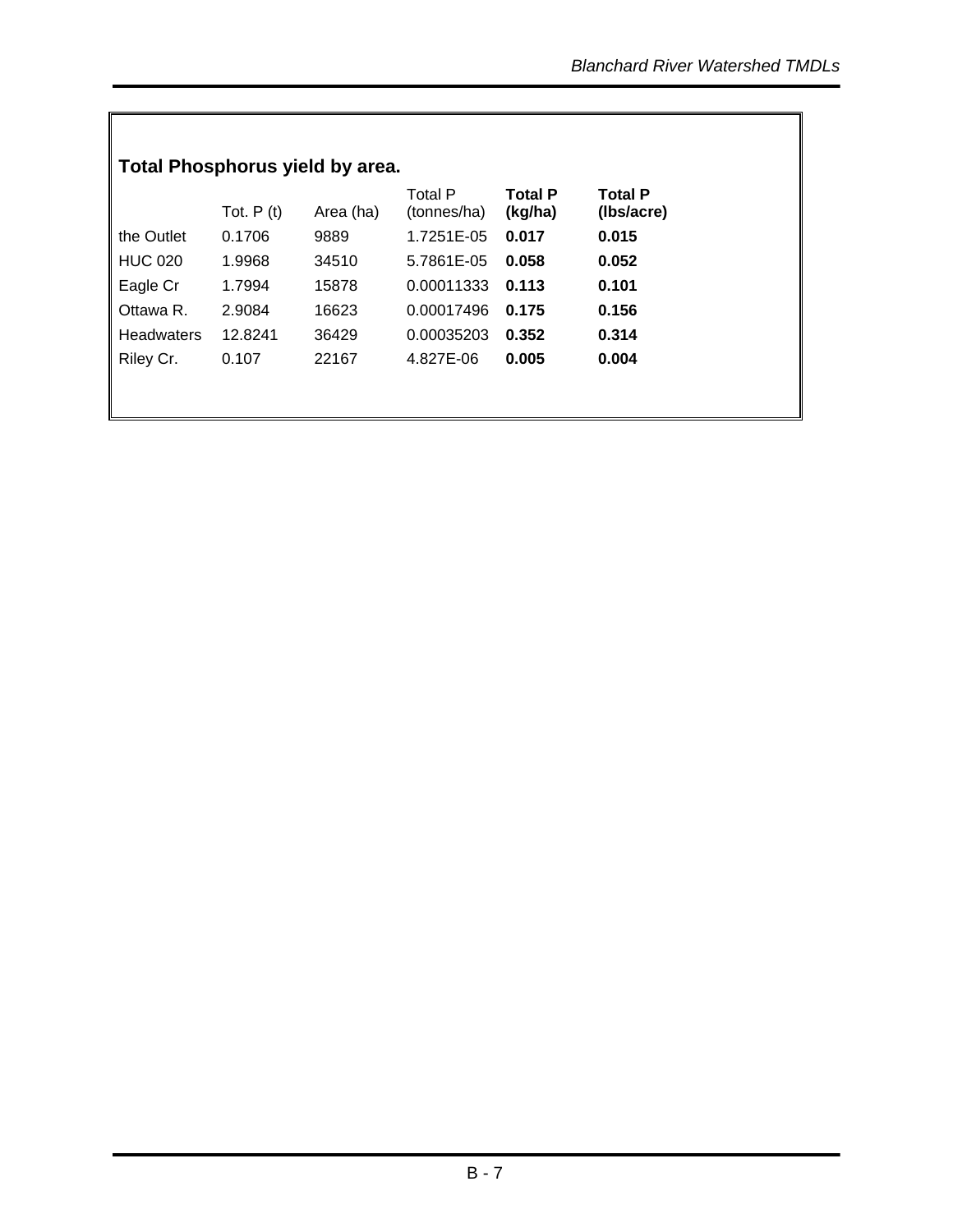## Total Phosphorus yield by area.

| | Tot. P (t) | Area (ha) | Total P (tonnes/ha) | **Total P (kg/ha)** | **Total P (lbs/acre)** |
|---|---|---|---|---|---|
| the Outlet | 0.1706 | 9889 | 1.7251E-05 | **0.017** | **0.015** |
| HUC 020 | 1.9968 | 34510 | 5.7861E-05 | **0.058** | **0.052** |
| Eagle Cr | 1.7994 | 15878 | 0.00011333 | **0.113** | **0.101** |
| Ottawa R. | 2.9084 | 16623 | 0.00017496 | **0.175** | **0.156** |
| Headwaters | 12.8241 | 36429 | 0.00035203 | **0.352** | **0.314** |
| Riley Cr. | 0.107 | 22167 | 4.827E-06 | **0.005** | **0.004** |